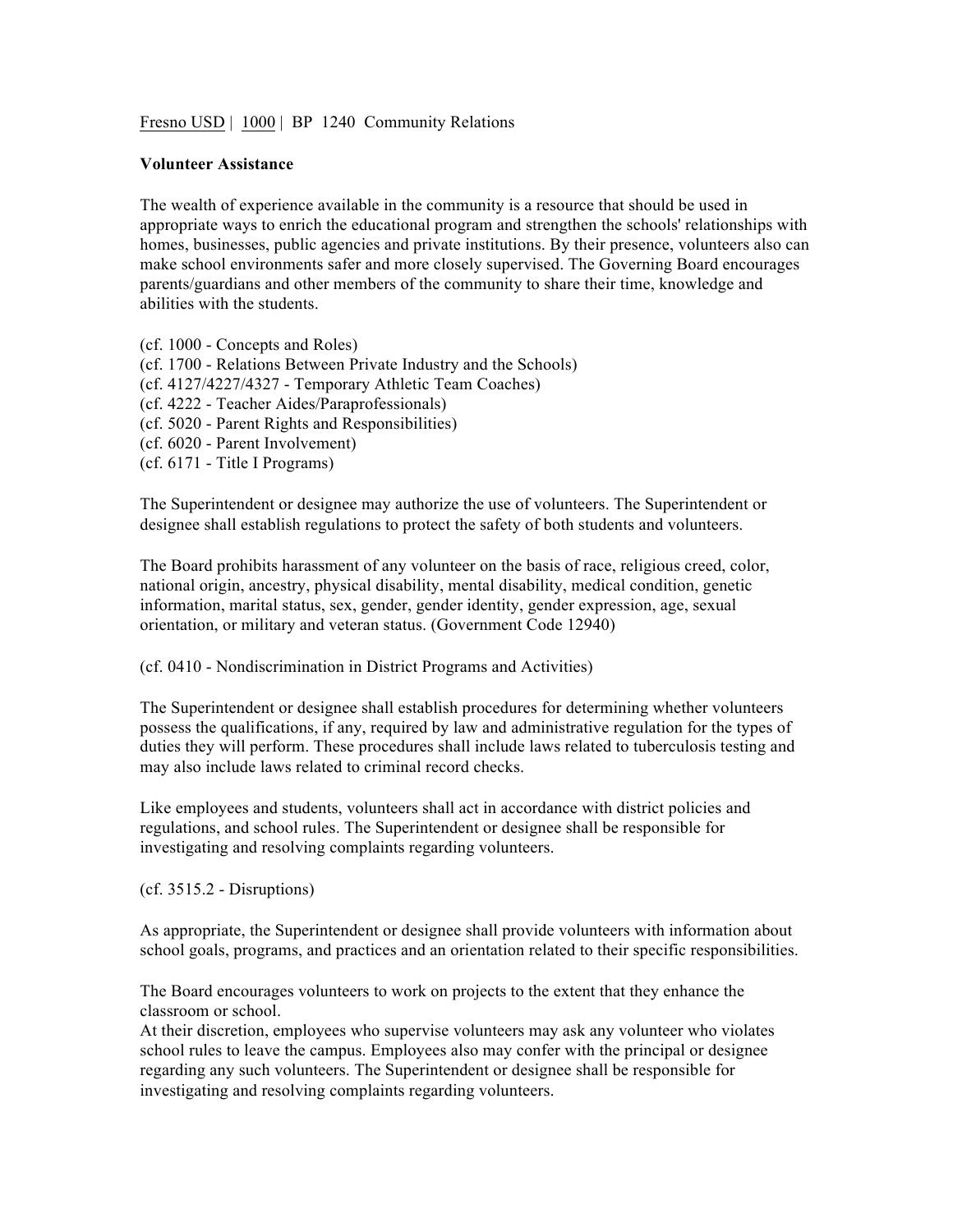Fresno USD | 1000 | BP 1240 Community Relations

**Volunteer Assistance**

The wealth of experience available in the community is a resource that should be used in appropriate ways to enrich the educational program and strengthen the schools' relationships with homes, businesses, public agencies and private institutions. By their presence, volunteers also can make school environments safer and more closely supervised. The Governing Board encourages parents/guardians and other members of the community to share their time, knowledge and abilities with the students.

(cf. 1000 - Concepts and Roles)
(cf. 1700 - Relations Between Private Industry and the Schools)
(cf. 4127/4227/4327 - Temporary Athletic Team Coaches)
(cf. 4222 - Teacher Aides/Paraprofessionals)
(cf. 5020 - Parent Rights and Responsibilities)
(cf. 6020 - Parent Involvement)
(cf. 6171 - Title I Programs)

The Superintendent or designee may authorize the use of volunteers. The Superintendent or designee shall establish regulations to protect the safety of both students and volunteers.

The Board prohibits harassment of any volunteer on the basis of race, religious creed, color, national origin, ancestry, physical disability, mental disability, medical condition, genetic information, marital status, sex, gender, gender identity, gender expression, age, sexual orientation, or military and veteran status. (Government Code 12940)

(cf. 0410 - Nondiscrimination in District Programs and Activities)

The Superintendent or designee shall establish procedures for determining whether volunteers possess the qualifications, if any, required by law and administrative regulation for the types of duties they will perform. These procedures shall include laws related to tuberculosis testing and may also include laws related to criminal record checks.

Like employees and students, volunteers shall act in accordance with district policies and regulations, and school rules. The Superintendent or designee shall be responsible for investigating and resolving complaints regarding volunteers.

(cf. 3515.2 - Disruptions)

As appropriate, the Superintendent or designee shall provide volunteers with information about school goals, programs, and practices and an orientation related to their specific responsibilities.

The Board encourages volunteers to work on projects to the extent that they enhance the classroom or school.
At their discretion, employees who supervise volunteers may ask any volunteer who violates school rules to leave the campus. Employees also may confer with the principal or designee regarding any such volunteers. The Superintendent or designee shall be responsible for investigating and resolving complaints regarding volunteers.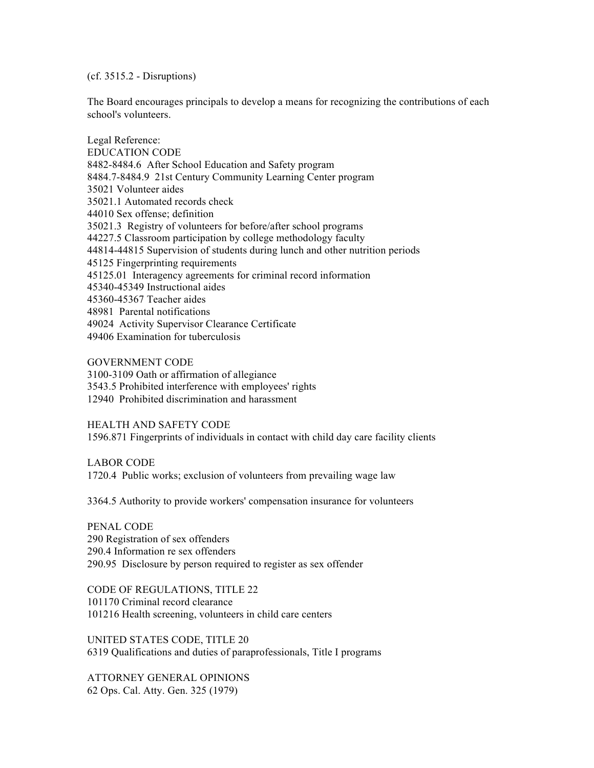(cf. 3515.2 - Disruptions)

The Board encourages principals to develop a means for recognizing the contributions of each school's volunteers.

Legal Reference:

EDUCATION CODE

8482-8484.6 After School Education and Safety program

8484.7-8484.9 21st Century Community Learning Center program

35021 Volunteer aides

35021.1 Automated records check

44010 Sex offense; definition

35021.3 Registry of volunteers for before/after school programs

44227.5 Classroom participation by college methodology faculty

44814-44815 Supervision of students during lunch and other nutrition periods

45125 Fingerprinting requirements

45125.01 Interagency agreements for criminal record information

45340-45349 Instructional aides

45360-45367 Teacher aides

48981 Parental notifications

49024 Activity Supervisor Clearance Certificate

49406 Examination for tuberculosis

GOVERNMENT CODE

3100-3109 Oath or affirmation of allegiance

3543.5 Prohibited interference with employees' rights

12940 Prohibited discrimination and harassment

HEALTH AND SAFETY CODE

1596.871 Fingerprints of individuals in contact with child day care facility clients

LABOR CODE

1720.4 Public works; exclusion of volunteers from prevailing wage law

3364.5 Authority to provide workers' compensation insurance for volunteers

PENAL CODE

290 Registration of sex offenders

290.4 Information re sex offenders

290.95 Disclosure by person required to register as sex offender

CODE OF REGULATIONS, TITLE 22

101170 Criminal record clearance

101216 Health screening, volunteers in child care centers

UNITED STATES CODE, TITLE 20

6319 Qualifications and duties of paraprofessionals, Title I programs

ATTORNEY GENERAL OPINIONS

62 Ops. Cal. Atty. Gen. 325 (1979)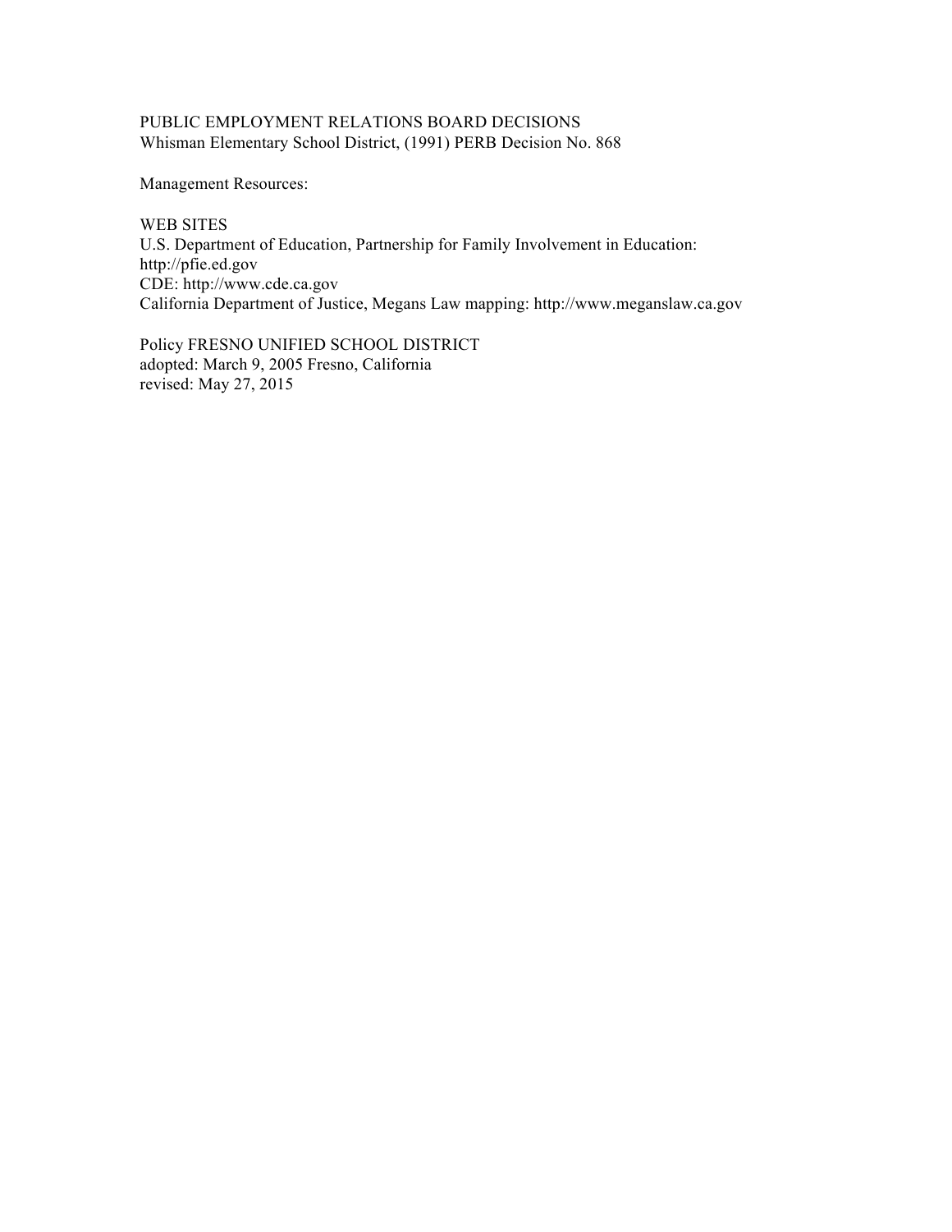PUBLIC EMPLOYMENT RELATIONS BOARD DECISIONS
Whisman Elementary School District, (1991) PERB Decision No. 868

Management Resources:

WEB SITES
U.S. Department of Education, Partnership for Family Involvement in Education:
http://pfie.ed.gov
CDE: http://www.cde.ca.gov
California Department of Justice, Megans Law mapping: http://www.meganslaw.ca.gov

Policy FRESNO UNIFIED SCHOOL DISTRICT
adopted: March 9, 2005 Fresno, California
revised: May 27, 2015